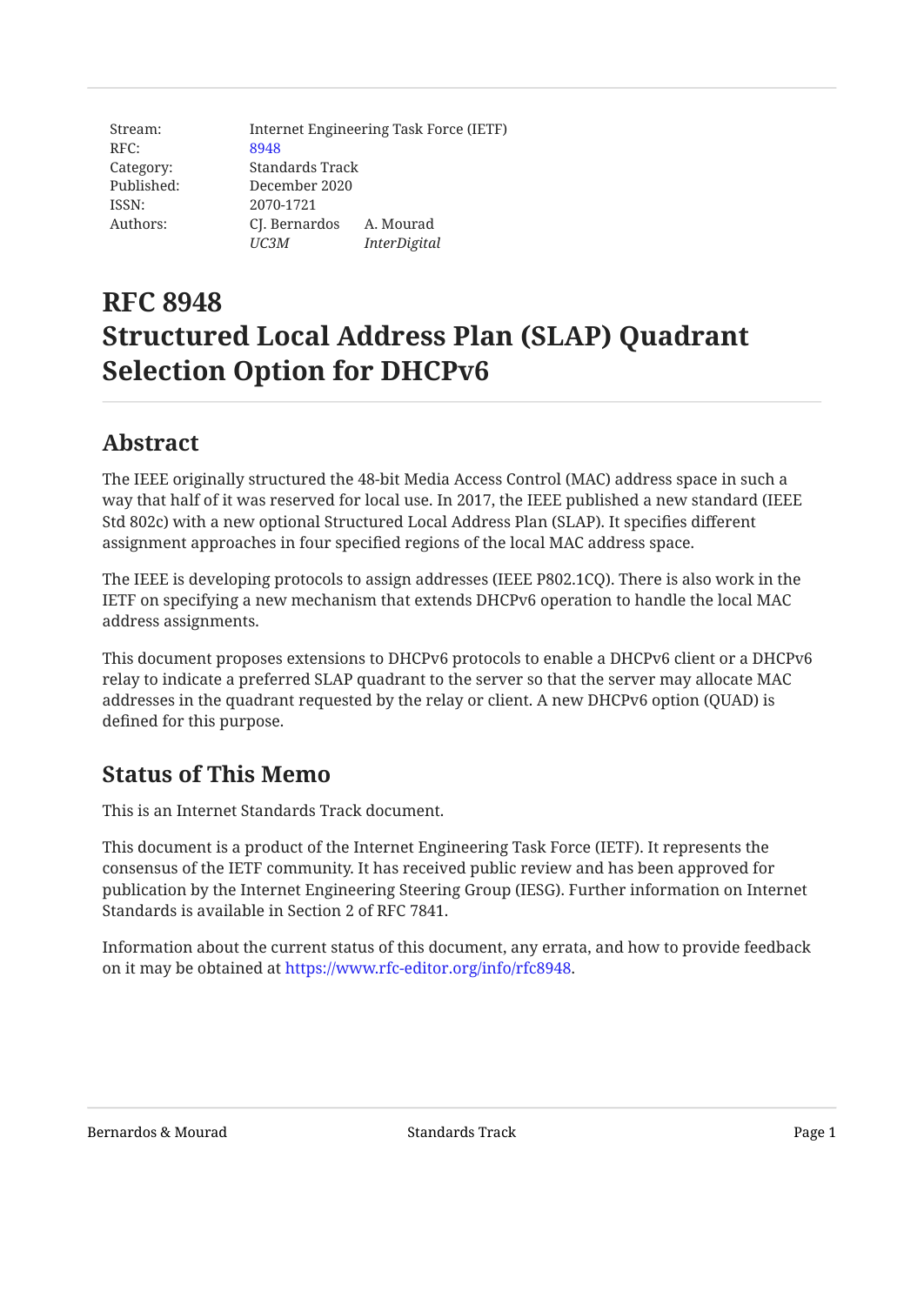| | | |
|---|---|---|
| Stream: | Internet Engineering Task Force (IETF) | |
| RFC: | 8948 | |
| Category: | Standards Track | |
| Published: | December 2020 | |
| ISSN: | 2070-1721 | |
| Authors: | CJ. Bernardos | A. Mourad |
| | *UC3M* | *InterDigital* |

# RFC 8948
# Structured Local Address Plan (SLAP) Quadrant Selection Option for DHCPv6

## Abstract

The IEEE originally structured the 48-bit Media Access Control (MAC) address space in such a way that half of it was reserved for local use. In 2017, the IEEE published a new standard (IEEE Std 802c) with a new optional Structured Local Address Plan (SLAP). It specifies different assignment approaches in four specified regions of the local MAC address space.

The IEEE is developing protocols to assign addresses (IEEE P802.1CQ). There is also work in the IETF on specifying a new mechanism that extends DHCPv6 operation to handle the local MAC address assignments.

This document proposes extensions to DHCPv6 protocols to enable a DHCPv6 client or a DHCPv6 relay to indicate a preferred SLAP quadrant to the server so that the server may allocate MAC addresses in the quadrant requested by the relay or client. A new DHCPv6 option (QUAD) is defined for this purpose.

## Status of This Memo

This is an Internet Standards Track document.

This document is a product of the Internet Engineering Task Force (IETF). It represents the consensus of the IETF community. It has received public review and has been approved for publication by the Internet Engineering Steering Group (IESG). Further information on Internet Standards is available in Section 2 of RFC 7841.

Information about the current status of this document, any errata, and how to provide feedback on it may be obtained at https://www.rfc-editor.org/info/rfc8948.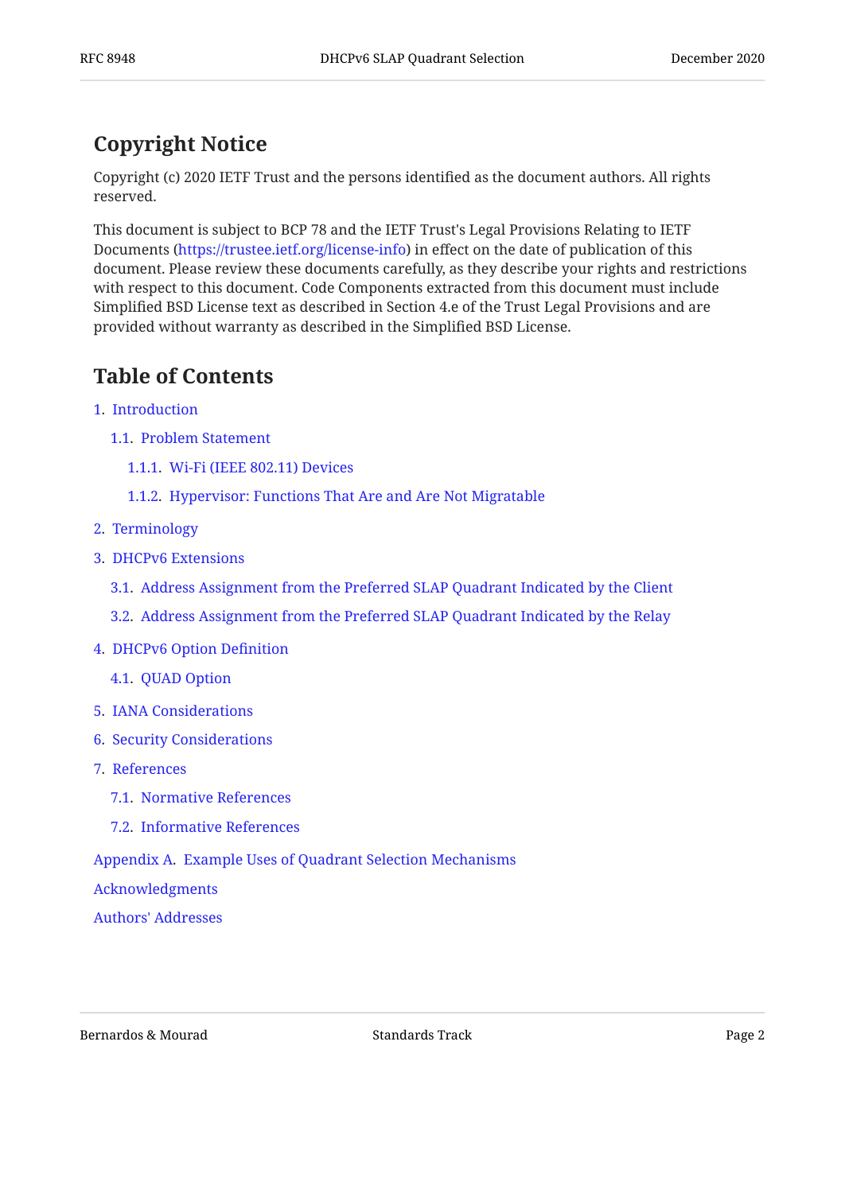## Copyright Notice

Copyright (c) 2020 IETF Trust and the persons identified as the document authors. All rights reserved.

This document is subject to BCP 78 and the IETF Trust's Legal Provisions Relating to IETF Documents (https://trustee.ietf.org/license-info) in effect on the date of publication of this document. Please review these documents carefully, as they describe your rights and restrictions with respect to this document. Code Components extracted from this document must include Simplified BSD License text as described in Section 4.e of the Trust Legal Provisions and are provided without warranty as described in the Simplified BSD License.

## Table of Contents

1. Introduction
   - 1.1. Problem Statement
     - 1.1.1. Wi-Fi (IEEE 802.11) Devices
     - 1.1.2. Hypervisor: Functions That Are and Are Not Migratable
2. Terminology
3. DHCPv6 Extensions
   - 3.1. Address Assignment from the Preferred SLAP Quadrant Indicated by the Client
   - 3.2. Address Assignment from the Preferred SLAP Quadrant Indicated by the Relay
4. DHCPv6 Option Definition
   - 4.1. QUAD Option
5. IANA Considerations
6. Security Considerations
7. References
   - 7.1. Normative References
   - 7.2. Informative References

Appendix A. Example Uses of Quadrant Selection Mechanisms

Acknowledgments

Authors' Addresses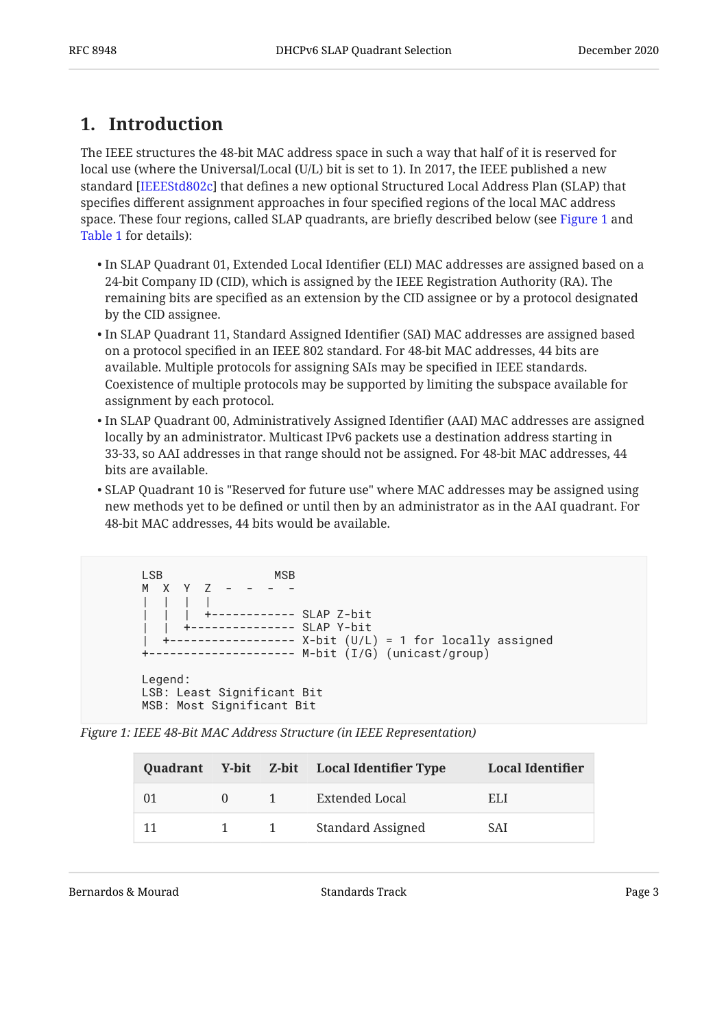## 1. Introduction

The IEEE structures the 48-bit MAC address space in such a way that half of it is reserved for local use (where the Universal/Local (U/L) bit is set to 1). In 2017, the IEEE published a new standard [IEEEStd802c] that defines a new optional Structured Local Address Plan (SLAP) that specifies different assignment approaches in four specified regions of the local MAC address space. These four regions, called SLAP quadrants, are briefly described below (see Figure 1 and Table 1 for details):

- In SLAP Quadrant 01, Extended Local Identifier (ELI) MAC addresses are assigned based on a 24-bit Company ID (CID), which is assigned by the IEEE Registration Authority (RA). The remaining bits are specified as an extension by the CID assignee or by a protocol designated by the CID assignee.
- In SLAP Quadrant 11, Standard Assigned Identifier (SAI) MAC addresses are assigned based on a protocol specified in an IEEE 802 standard. For 48-bit MAC addresses, 44 bits are available. Multiple protocols for assigning SAIs may be specified in IEEE standards. Coexistence of multiple protocols may be supported by limiting the subspace available for assignment by each protocol.
- In SLAP Quadrant 00, Administratively Assigned Identifier (AAI) MAC addresses are assigned locally by an administrator. Multicast IPv6 packets use a destination address starting in 33-33, so AAI addresses in that range should not be assigned. For 48-bit MAC addresses, 44 bits are available.
- SLAP Quadrant 10 is "Reserved for future use" where MAC addresses may be assigned using new methods yet to be defined or until then by an administrator as in the AAI quadrant. For 48-bit MAC addresses, 44 bits would be available.

```
LSB                 MSB
M  X  Y  Z  -  -  -  -
|  |  |  |
|  |  |  +------------ SLAP Z-bit
|  |  +--------------- SLAP Y-bit
|  +------------------ X-bit (U/L) = 1 for locally assigned
+--------------------- M-bit (I/G) (unicast/group)

Legend:
LSB: Least Significant Bit
MSB: Most Significant Bit
```

*Figure 1: IEEE 48-Bit MAC Address Structure (in IEEE Representation)*

| Quadrant | Y-bit | Z-bit | Local Identifier Type | Local Identifier |
|---|---|---|---|---|
| 01 | 0 | 1 | Extended Local | ELI |
| 11 | 1 | 1 | Standard Assigned | SAI |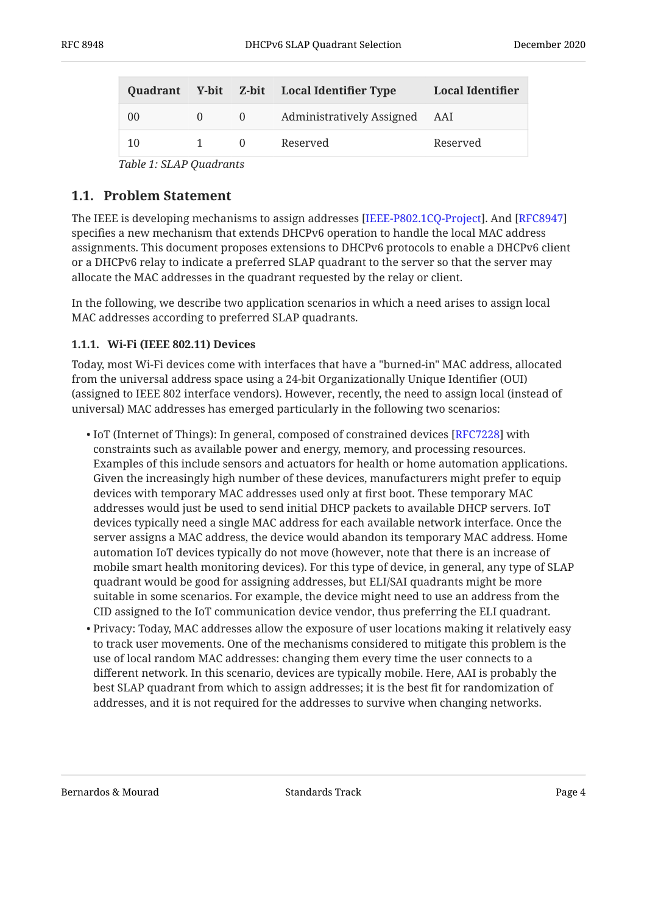| Quadrant | Y-bit | Z-bit | Local Identifier Type | Local Identifier |
|---|---|---|---|---|
| 00 | 0 | 0 | Administratively Assigned | AAI |
| 10 | 1 | 0 | Reserved | Reserved |

*Table 1: SLAP Quadrants*

### 1.1. Problem Statement

The IEEE is developing mechanisms to assign addresses [IEEE-P802.1CQ-Project]. And [RFC8947] specifies a new mechanism that extends DHCPv6 operation to handle the local MAC address assignments. This document proposes extensions to DHCPv6 protocols to enable a DHCPv6 client or a DHCPv6 relay to indicate a preferred SLAP quadrant to the server so that the server may allocate the MAC addresses in the quadrant requested by the relay or client.

In the following, we describe two application scenarios in which a need arises to assign local MAC addresses according to preferred SLAP quadrants.

#### 1.1.1. Wi-Fi (IEEE 802.11) Devices

Today, most Wi-Fi devices come with interfaces that have a "burned-in" MAC address, allocated from the universal address space using a 24-bit Organizationally Unique Identifier (OUI) (assigned to IEEE 802 interface vendors). However, recently, the need to assign local (instead of universal) MAC addresses has emerged particularly in the following two scenarios:

- IoT (Internet of Things): In general, composed of constrained devices [RFC7228] with constraints such as available power and energy, memory, and processing resources. Examples of this include sensors and actuators for health or home automation applications. Given the increasingly high number of these devices, manufacturers might prefer to equip devices with temporary MAC addresses used only at first boot. These temporary MAC addresses would just be used to send initial DHCP packets to available DHCP servers. IoT devices typically need a single MAC address for each available network interface. Once the server assigns a MAC address, the device would abandon its temporary MAC address. Home automation IoT devices typically do not move (however, note that there is an increase of mobile smart health monitoring devices). For this type of device, in general, any type of SLAP quadrant would be good for assigning addresses, but ELI/SAI quadrants might be more suitable in some scenarios. For example, the device might need to use an address from the CID assigned to the IoT communication device vendor, thus preferring the ELI quadrant.
- Privacy: Today, MAC addresses allow the exposure of user locations making it relatively easy to track user movements. One of the mechanisms considered to mitigate this problem is the use of local random MAC addresses: changing them every time the user connects to a different network. In this scenario, devices are typically mobile. Here, AAI is probably the best SLAP quadrant from which to assign addresses; it is the best fit for randomization of addresses, and it is not required for the addresses to survive when changing networks.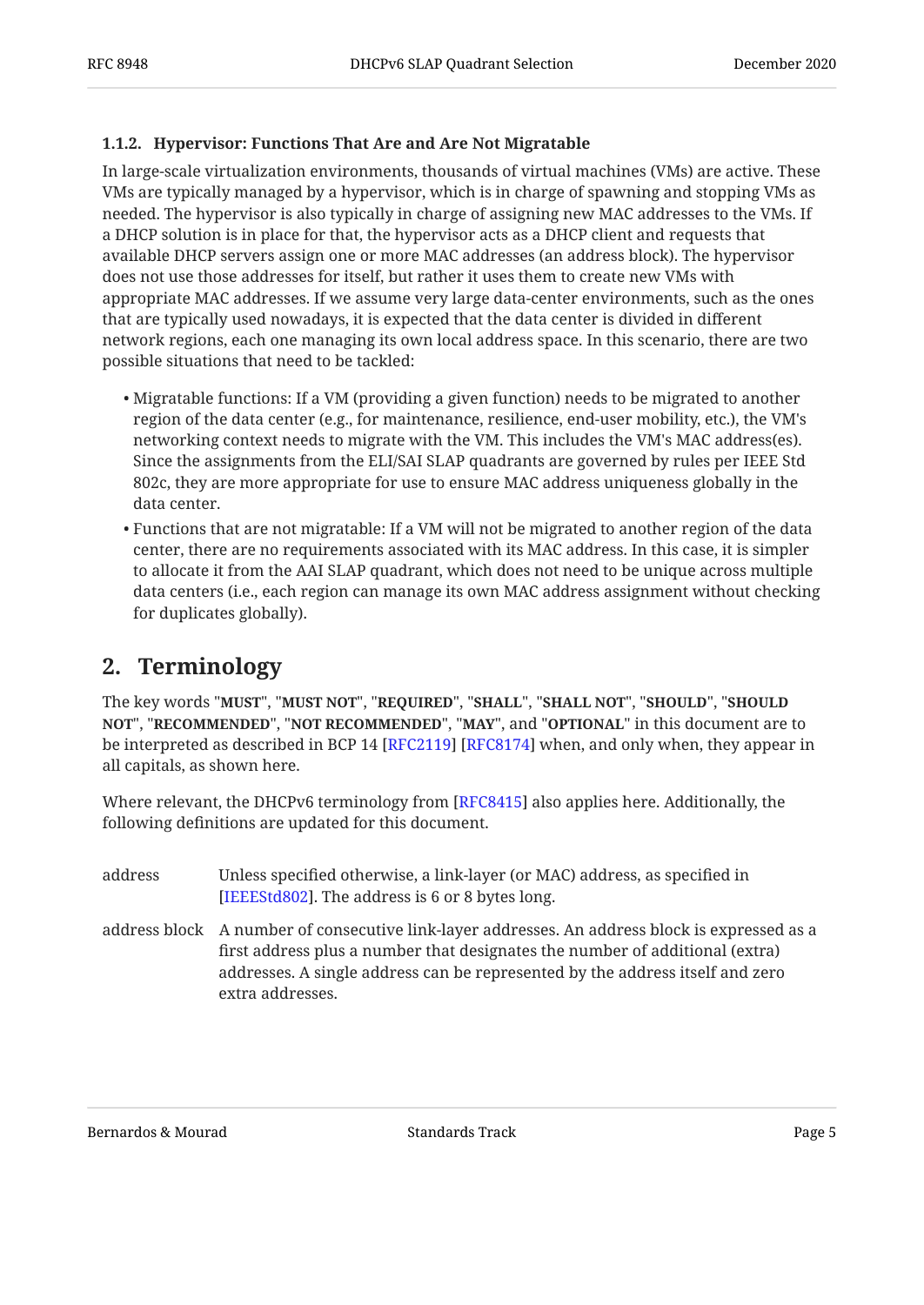#### 1.1.2. Hypervisor: Functions That Are and Are Not Migratable

In large-scale virtualization environments, thousands of virtual machines (VMs) are active. These VMs are typically managed by a hypervisor, which is in charge of spawning and stopping VMs as needed. The hypervisor is also typically in charge of assigning new MAC addresses to the VMs. If a DHCP solution is in place for that, the hypervisor acts as a DHCP client and requests that available DHCP servers assign one or more MAC addresses (an address block). The hypervisor does not use those addresses for itself, but rather it uses them to create new VMs with appropriate MAC addresses. If we assume very large data-center environments, such as the ones that are typically used nowadays, it is expected that the data center is divided in different network regions, each one managing its own local address space. In this scenario, there are two possible situations that need to be tackled:

- Migratable functions: If a VM (providing a given function) needs to be migrated to another region of the data center (e.g., for maintenance, resilience, end-user mobility, etc.), the VM's networking context needs to migrate with the VM. This includes the VM's MAC address(es). Since the assignments from the ELI/SAI SLAP quadrants are governed by rules per IEEE Std 802c, they are more appropriate for use to ensure MAC address uniqueness globally in the data center.
- Functions that are not migratable: If a VM will not be migrated to another region of the data center, there are no requirements associated with its MAC address. In this case, it is simpler to allocate it from the AAI SLAP quadrant, which does not need to be unique across multiple data centers (i.e., each region can manage its own MAC address assignment without checking for duplicates globally).

## 2. Terminology

The key words "**MUST**", "**MUST NOT**", "**REQUIRED**", "**SHALL**", "**SHALL NOT**", "**SHOULD**", "**SHOULD NOT**", "**RECOMMENDED**", "**NOT RECOMMENDED**", "**MAY**", and "**OPTIONAL**" in this document are to be interpreted as described in BCP 14 [RFC2119] [RFC8174] when, and only when, they appear in all capitals, as shown here.

Where relevant, the DHCPv6 terminology from [RFC8415] also applies here. Additionally, the following definitions are updated for this document.

address
: Unless specified otherwise, a link-layer (or MAC) address, as specified in [IEEEStd802]. The address is 6 or 8 bytes long.

address block
: A number of consecutive link-layer addresses. An address block is expressed as a first address plus a number that designates the number of additional (extra) addresses. A single address can be represented by the address itself and zero extra addresses.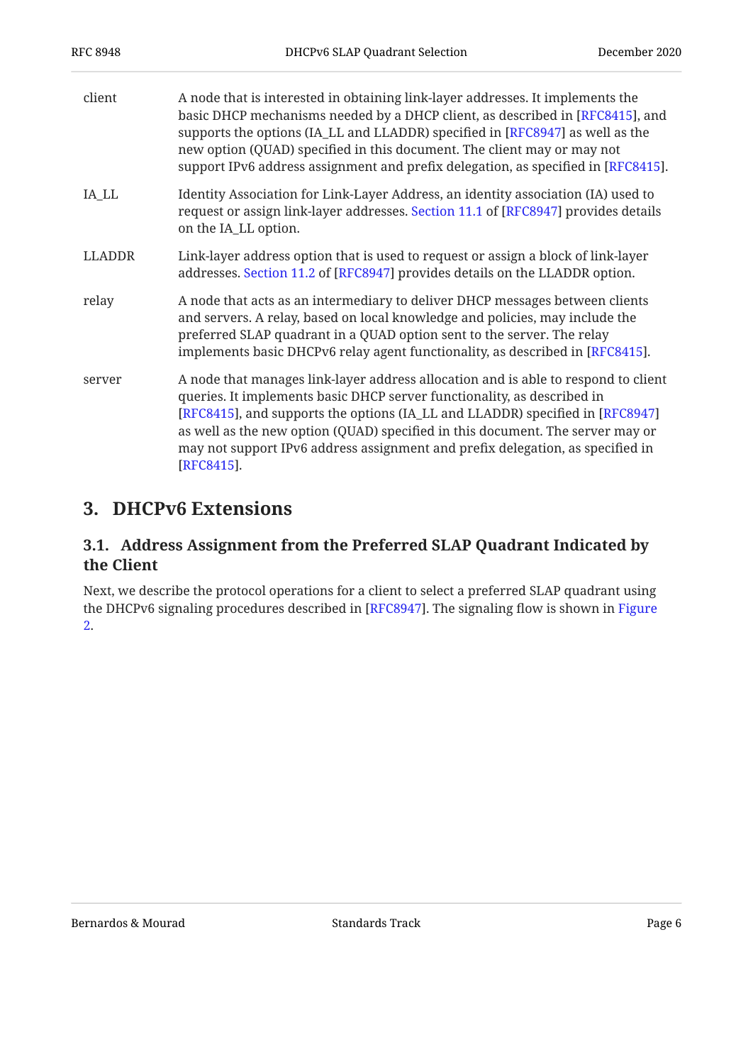client
: A node that is interested in obtaining link-layer addresses. It implements the basic DHCP mechanisms needed by a DHCP client, as described in [RFC8415], and supports the options (IA_LL and LLADDR) specified in [RFC8947] as well as the new option (QUAD) specified in this document. The client may or may not support IPv6 address assignment and prefix delegation, as specified in [RFC8415].

IA_LL
: Identity Association for Link-Layer Address, an identity association (IA) used to request or assign link-layer addresses. Section 11.1 of [RFC8947] provides details on the IA_LL option.

LLADDR
: Link-layer address option that is used to request or assign a block of link-layer addresses. Section 11.2 of [RFC8947] provides details on the LLADDR option.

relay
: A node that acts as an intermediary to deliver DHCP messages between clients and servers. A relay, based on local knowledge and policies, may include the preferred SLAP quadrant in a QUAD option sent to the server. The relay implements basic DHCPv6 relay agent functionality, as described in [RFC8415].

server
: A node that manages link-layer address allocation and is able to respond to client queries. It implements basic DHCP server functionality, as described in [RFC8415], and supports the options (IA_LL and LLADDR) specified in [RFC8947] as well as the new option (QUAD) specified in this document. The server may or may not support IPv6 address assignment and prefix delegation, as specified in [RFC8415].

# 3. DHCPv6 Extensions

## 3.1. Address Assignment from the Preferred SLAP Quadrant Indicated by the Client

Next, we describe the protocol operations for a client to select a preferred SLAP quadrant using the DHCPv6 signaling procedures described in [RFC8947]. The signaling flow is shown in Figure 2.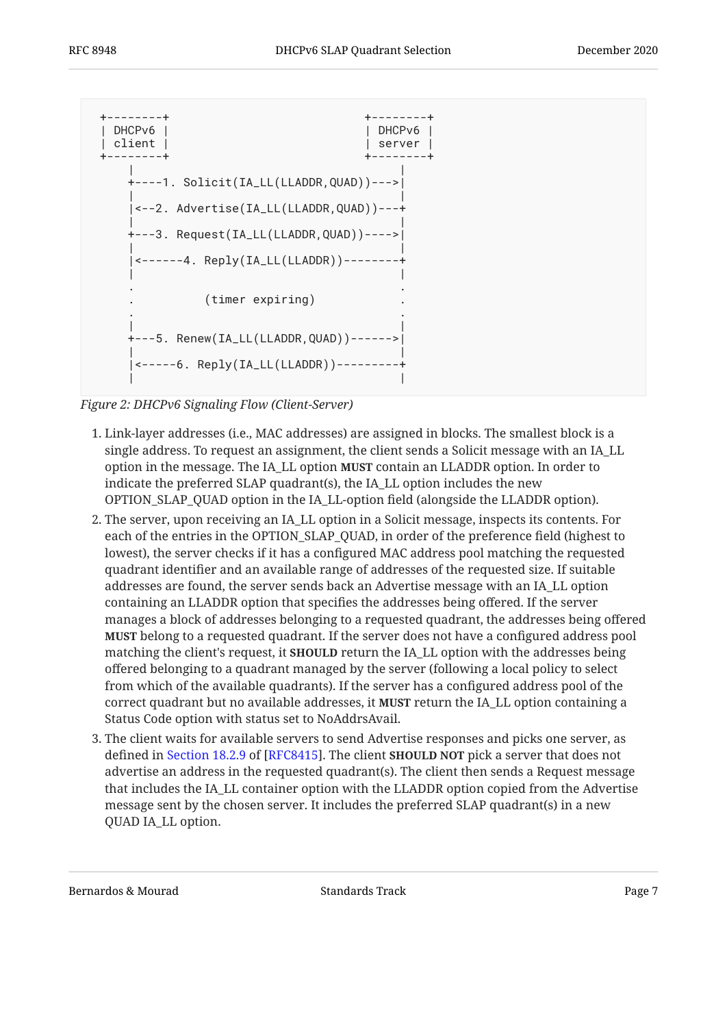```
+--------+                              +--------+
| DHCPv6 |                              | DHCPv6 |
| client |                              | server |
+--------+                              +--------+
    |                                        |
    +----1. Solicit(IA_LL(LLADDR,QUAD))--->|
    |                                        |
    |<--2. Advertise(IA_LL(LLADDR,QUAD))---+
    |                                        |
    +---3. Request(IA_LL(LLADDR,QUAD))---->|
    |                                        |
    |<------4. Reply(IA_LL(LLADDR))--------+
    |                                        |
    .                                        .
    .          (timer expiring)              .
    .                                        .
    |                                        |
    +---5. Renew(IA_LL(LLADDR,QUAD))------>|
    |                                        |
    |<-----6. Reply(IA_LL(LLADDR))---------+
    |                                        |
```

*Figure 2: DHCPv6 Signaling Flow (Client-Server)*

1. Link-layer addresses (i.e., MAC addresses) are assigned in blocks. The smallest block is a single address. To request an assignment, the client sends a Solicit message with an IA_LL option in the message. The IA_LL option **MUST** contain an LLADDR option. In order to indicate the preferred SLAP quadrant(s), the IA_LL option includes the new OPTION_SLAP_QUAD option in the IA_LL-option field (alongside the LLADDR option).
2. The server, upon receiving an IA_LL option in a Solicit message, inspects its contents. For each of the entries in the OPTION_SLAP_QUAD, in order of the preference field (highest to lowest), the server checks if it has a configured MAC address pool matching the requested quadrant identifier and an available range of addresses of the requested size. If suitable addresses are found, the server sends back an Advertise message with an IA_LL option containing an LLADDR option that specifies the addresses being offered. If the server manages a block of addresses belonging to a requested quadrant, the addresses being offered **MUST** belong to a requested quadrant. If the server does not have a configured address pool matching the client's request, it **SHOULD** return the IA_LL option with the addresses being offered belonging to a quadrant managed by the server (following a local policy to select from which of the available quadrants). If the server has a configured address pool of the correct quadrant but no available addresses, it **MUST** return the IA_LL option containing a Status Code option with status set to NoAddrsAvail.
3. The client waits for available servers to send Advertise responses and picks one server, as defined in Section 18.2.9 of [RFC8415]. The client **SHOULD NOT** pick a server that does not advertise an address in the requested quadrant(s). The client then sends a Request message that includes the IA_LL container option with the LLADDR option copied from the Advertise message sent by the chosen server. It includes the preferred SLAP quadrant(s) in a new QUAD IA_LL option.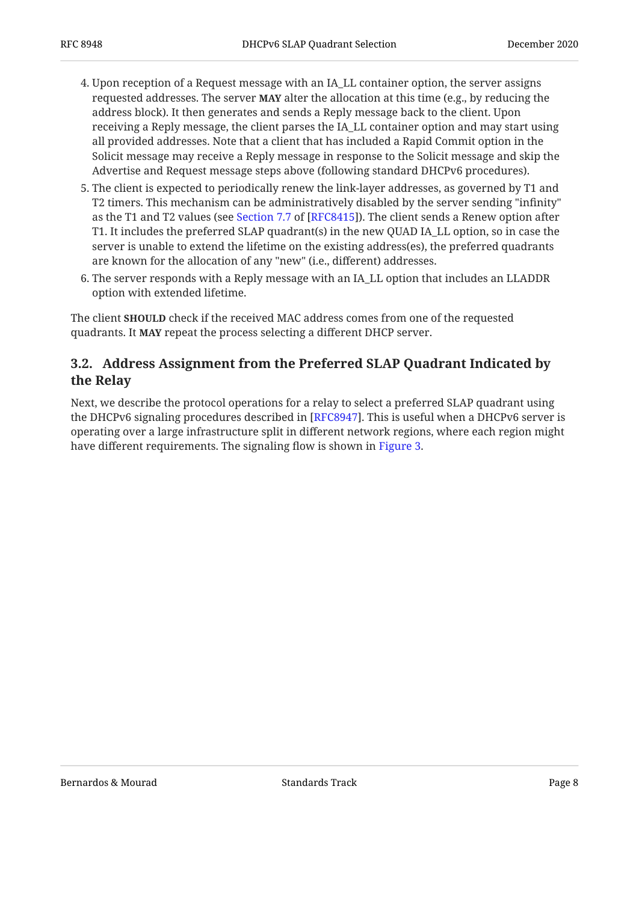4. Upon reception of a Request message with an IA_LL container option, the server assigns requested addresses. The server **MAY** alter the allocation at this time (e.g., by reducing the address block). It then generates and sends a Reply message back to the client. Upon receiving a Reply message, the client parses the IA_LL container option and may start using all provided addresses. Note that a client that has included a Rapid Commit option in the Solicit message may receive a Reply message in response to the Solicit message and skip the Advertise and Request message steps above (following standard DHCPv6 procedures).
5. The client is expected to periodically renew the link-layer addresses, as governed by T1 and T2 timers. This mechanism can be administratively disabled by the server sending "infinity" as the T1 and T2 values (see Section 7.7 of [RFC8415]). The client sends a Renew option after T1. It includes the preferred SLAP quadrant(s) in the new QUAD IA_LL option, so in case the server is unable to extend the lifetime on the existing address(es), the preferred quadrants are known for the allocation of any "new" (i.e., different) addresses.
6. The server responds with a Reply message with an IA_LL option that includes an LLADDR option with extended lifetime.

The client **SHOULD** check if the received MAC address comes from one of the requested quadrants. It **MAY** repeat the process selecting a different DHCP server.

### 3.2. Address Assignment from the Preferred SLAP Quadrant Indicated by the Relay

Next, we describe the protocol operations for a relay to select a preferred SLAP quadrant using the DHCPv6 signaling procedures described in [RFC8947]. This is useful when a DHCPv6 server is operating over a large infrastructure split in different network regions, where each region might have different requirements. The signaling flow is shown in Figure 3.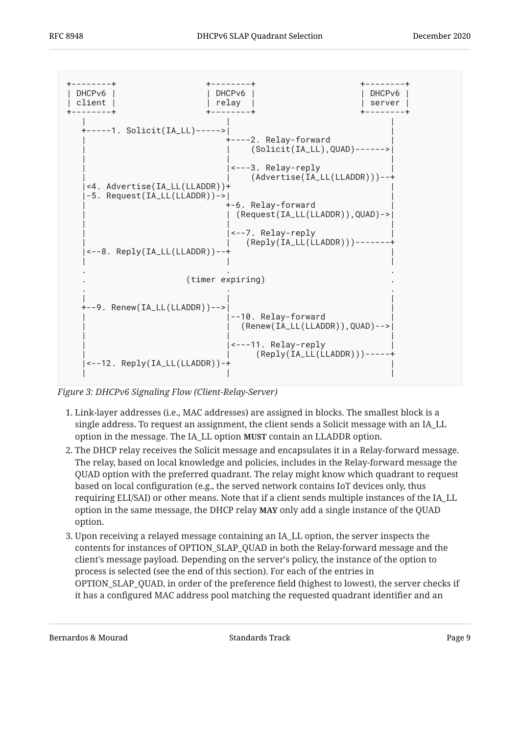```
+--------+                  +--------+                    +--------+
| DHCPv6 |                  | DHCPv6 |                    | DHCPv6 |
| client |                  | relay  |                    | server |
+--------+                  +--------+                    +--------+
   |                            |                              |
   +-----1. Solicit(IA_LL)----->|                              |
   |                            +----2. Relay-forward          |
   |                            |     (Solicit(IA_LL),QUAD)------>|
   |                            |                              |
   |                            |<---3. Relay-reply            |
   |                            |     (Advertise(IA_LL(LLADDR)))--+
   |<4. Advertise(IA_LL(LLADDR))+                              |
   |-5. Request(IA_LL(LLADDR))->|                              |
   |                            +-6. Relay-forward             |
   |                            | (Request(IA_LL(LLADDR)),QUAD)->|
   |                            |                              |
   |                            |<--7. Relay-reply             |
   |                            |    (Reply(IA_LL(LLADDR)))-------+
   |<--8. Reply(IA_LL(LLADDR))--+                              |
   |                            |                              |
   .                            .                              .
   .                  (timer expiring)                         .
   .                            .                              .
   |                            |                              |
   +--9. Renew(IA_LL(LLADDR))-->|                              |
   |                            |--10. Relay-forward           |
   |                            |  (Renew(IA_LL(LLADDR)),QUAD)-->|
   |                            |                              |
   |                            |<---11. Relay-reply           |
   |                            |      (Reply(IA_LL(LLADDR)))-----+
   |<--12. Reply(IA_LL(LLADDR))-+                              |
   |                            |                              |
```

*Figure 3: DHCPv6 Signaling Flow (Client-Relay-Server)*

1. Link-layer addresses (i.e., MAC addresses) are assigned in blocks. The smallest block is a single address. To request an assignment, the client sends a Solicit message with an IA_LL option in the message. The IA_LL option **MUST** contain an LLADDR option.
2. The DHCP relay receives the Solicit message and encapsulates it in a Relay-forward message. The relay, based on local knowledge and policies, includes in the Relay-forward message the QUAD option with the preferred quadrant. The relay might know which quadrant to request based on local configuration (e.g., the served network contains IoT devices only, thus requiring ELI/SAI) or other means. Note that if a client sends multiple instances of the IA_LL option in the same message, the DHCP relay **MAY** only add a single instance of the QUAD option.
3. Upon receiving a relayed message containing an IA_LL option, the server inspects the contents for instances of OPTION_SLAP_QUAD in both the Relay-forward message and the client's message payload. Depending on the server's policy, the instance of the option to process is selected (see the end of this section). For each of the entries in OPTION_SLAP_QUAD, in order of the preference field (highest to lowest), the server checks if it has a configured MAC address pool matching the requested quadrant identifier and an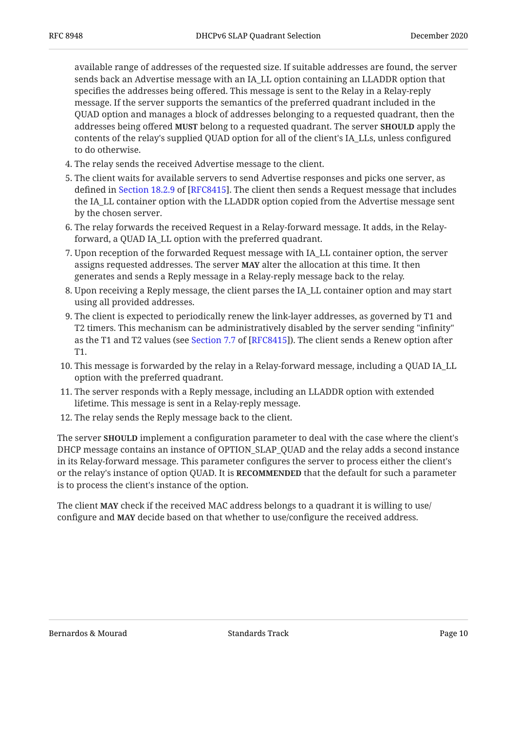available range of addresses of the requested size. If suitable addresses are found, the server sends back an Advertise message with an IA_LL option containing an LLADDR option that specifies the addresses being offered. This message is sent to the Relay in a Relay-reply message. If the server supports the semantics of the preferred quadrant included in the QUAD option and manages a block of addresses belonging to a requested quadrant, then the addresses being offered **MUST** belong to a requested quadrant. The server **SHOULD** apply the contents of the relay's supplied QUAD option for all of the client's IA_LLs, unless configured to do otherwise.

4. The relay sends the received Advertise message to the client.
5. The client waits for available servers to send Advertise responses and picks one server, as defined in Section 18.2.9 of [RFC8415]. The client then sends a Request message that includes the IA_LL container option with the LLADDR option copied from the Advertise message sent by the chosen server.
6. The relay forwards the received Request in a Relay-forward message. It adds, in the Relay-forward, a QUAD IA_LL option with the preferred quadrant.
7. Upon reception of the forwarded Request message with IA_LL container option, the server assigns requested addresses. The server **MAY** alter the allocation at this time. It then generates and sends a Reply message in a Relay-reply message back to the relay.
8. Upon receiving a Reply message, the client parses the IA_LL container option and may start using all provided addresses.
9. The client is expected to periodically renew the link-layer addresses, as governed by T1 and T2 timers. This mechanism can be administratively disabled by the server sending "infinity" as the T1 and T2 values (see Section 7.7 of [RFC8415]). The client sends a Renew option after T1.
10. This message is forwarded by the relay in a Relay-forward message, including a QUAD IA_LL option with the preferred quadrant.
11. The server responds with a Reply message, including an LLADDR option with extended lifetime. This message is sent in a Relay-reply message.
12. The relay sends the Reply message back to the client.

The server **SHOULD** implement a configuration parameter to deal with the case where the client's DHCP message contains an instance of OPTION_SLAP_QUAD and the relay adds a second instance in its Relay-forward message. This parameter configures the server to process either the client's or the relay's instance of option QUAD. It is **RECOMMENDED** that the default for such a parameter is to process the client's instance of the option.

The client **MAY** check if the received MAC address belongs to a quadrant it is willing to use/configure and **MAY** decide based on that whether to use/configure the received address.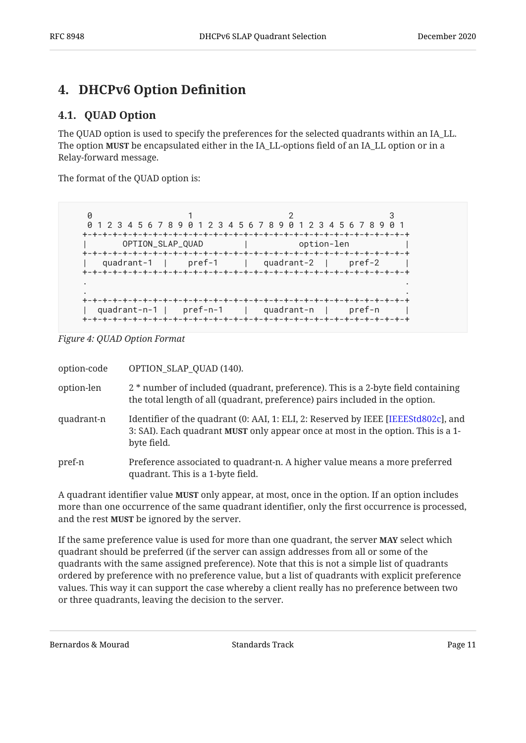# 4. DHCPv6 Option Definition

## 4.1. QUAD Option

The QUAD option is used to specify the preferences for the selected quadrants within an IA_LL. The option **MUST** be encapsulated either in the IA_LL-options field of an IA_LL option or in a Relay-forward message.

The format of the QUAD option is:

```
 0                   1                   2                   3
 0 1 2 3 4 5 6 7 8 9 0 1 2 3 4 5 6 7 8 9 0 1 2 3 4 5 6 7 8 9 0 1
+-+-+-+-+-+-+-+-+-+-+-+-+-+-+-+-+-+-+-+-+-+-+-+-+-+-+-+-+-+-+-+-+
|       OPTION_SLAP_QUAD        |           option-len          |
+-+-+-+-+-+-+-+-+-+-+-+-+-+-+-+-+-+-+-+-+-+-+-+-+-+-+-+-+-+-+-+-+
|   quadrant-1  |    pref-1     |   quadrant-2  |    pref-2     |
+-+-+-+-+-+-+-+-+-+-+-+-+-+-+-+-+-+-+-+-+-+-+-+-+-+-+-+-+-+-+-+-+
.                                                               .
.                                                               .
+-+-+-+-+-+-+-+-+-+-+-+-+-+-+-+-+-+-+-+-+-+-+-+-+-+-+-+-+-+-+-+-+
|  quadrant-n-1 |   pref-n-1    |   quadrant-n  |    pref-n     |
+-+-+-+-+-+-+-+-+-+-+-+-+-+-+-+-+-+-+-+-+-+-+-+-+-+-+-+-+-+-+-+-+
```

*Figure 4: QUAD Option Format*

option-code
: OPTION_SLAP_QUAD (140).

option-len
: 2 * number of included (quadrant, preference). This is a 2-byte field containing the total length of all (quadrant, preference) pairs included in the option.

quadrant-n
: Identifier of the quadrant (0: AAI, 1: ELI, 2: Reserved by IEEE [IEEEStd802c], and 3: SAI). Each quadrant **MUST** only appear once at most in the option. This is a 1-byte field.

pref-n
: Preference associated to quadrant-n. A higher value means a more preferred quadrant. This is a 1-byte field.

A quadrant identifier value **MUST** only appear, at most, once in the option. If an option includes more than one occurrence of the same quadrant identifier, only the first occurrence is processed, and the rest **MUST** be ignored by the server.

If the same preference value is used for more than one quadrant, the server **MAY** select which quadrant should be preferred (if the server can assign addresses from all or some of the quadrants with the same assigned preference). Note that this is not a simple list of quadrants ordered by preference with no preference value, but a list of quadrants with explicit preference values. This way it can support the case whereby a client really has no preference between two or three quadrants, leaving the decision to the server.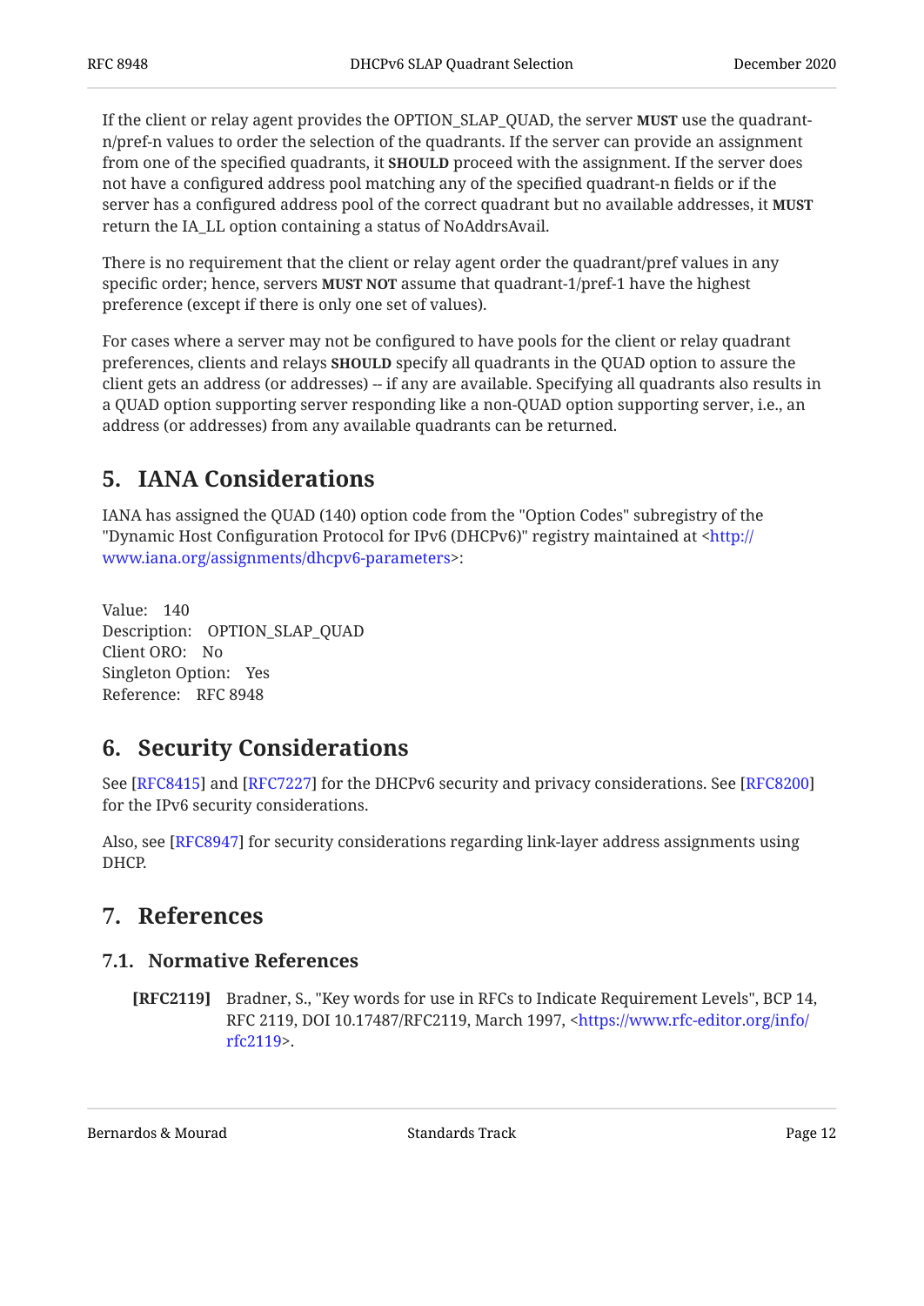If the client or relay agent provides the OPTION_SLAP_QUAD, the server **MUST** use the quadrant-n/pref-n values to order the selection of the quadrants. If the server can provide an assignment from one of the specified quadrants, it **SHOULD** proceed with the assignment. If the server does not have a configured address pool matching any of the specified quadrant-n fields or if the server has a configured address pool of the correct quadrant but no available addresses, it **MUST** return the IA_LL option containing a status of NoAddrsAvail.

There is no requirement that the client or relay agent order the quadrant/pref values in any specific order; hence, servers **MUST NOT** assume that quadrant-1/pref-1 have the highest preference (except if there is only one set of values).

For cases where a server may not be configured to have pools for the client or relay quadrant preferences, clients and relays **SHOULD** specify all quadrants in the QUAD option to assure the client gets an address (or addresses) -- if any are available. Specifying all quadrants also results in a QUAD option supporting server responding like a non-QUAD option supporting server, i.e., an address (or addresses) from any available quadrants can be returned.

## 5. IANA Considerations

IANA has assigned the QUAD (140) option code from the "Option Codes" subregistry of the "Dynamic Host Configuration Protocol for IPv6 (DHCPv6)" registry maintained at <http://www.iana.org/assignments/dhcpv6-parameters>:

Value: 140
Description: OPTION_SLAP_QUAD
Client ORO: No
Singleton Option: Yes
Reference: RFC 8948

## 6. Security Considerations

See [RFC8415] and [RFC7227] for the DHCPv6 security and privacy considerations. See [RFC8200] for the IPv6 security considerations.

Also, see [RFC8947] for security considerations regarding link-layer address assignments using DHCP.

## 7. References

### 7.1. Normative References

**[RFC2119]** Bradner, S., "Key words for use in RFCs to Indicate Requirement Levels", BCP 14, RFC 2119, DOI 10.17487/RFC2119, March 1997, <https://www.rfc-editor.org/info/rfc2119>.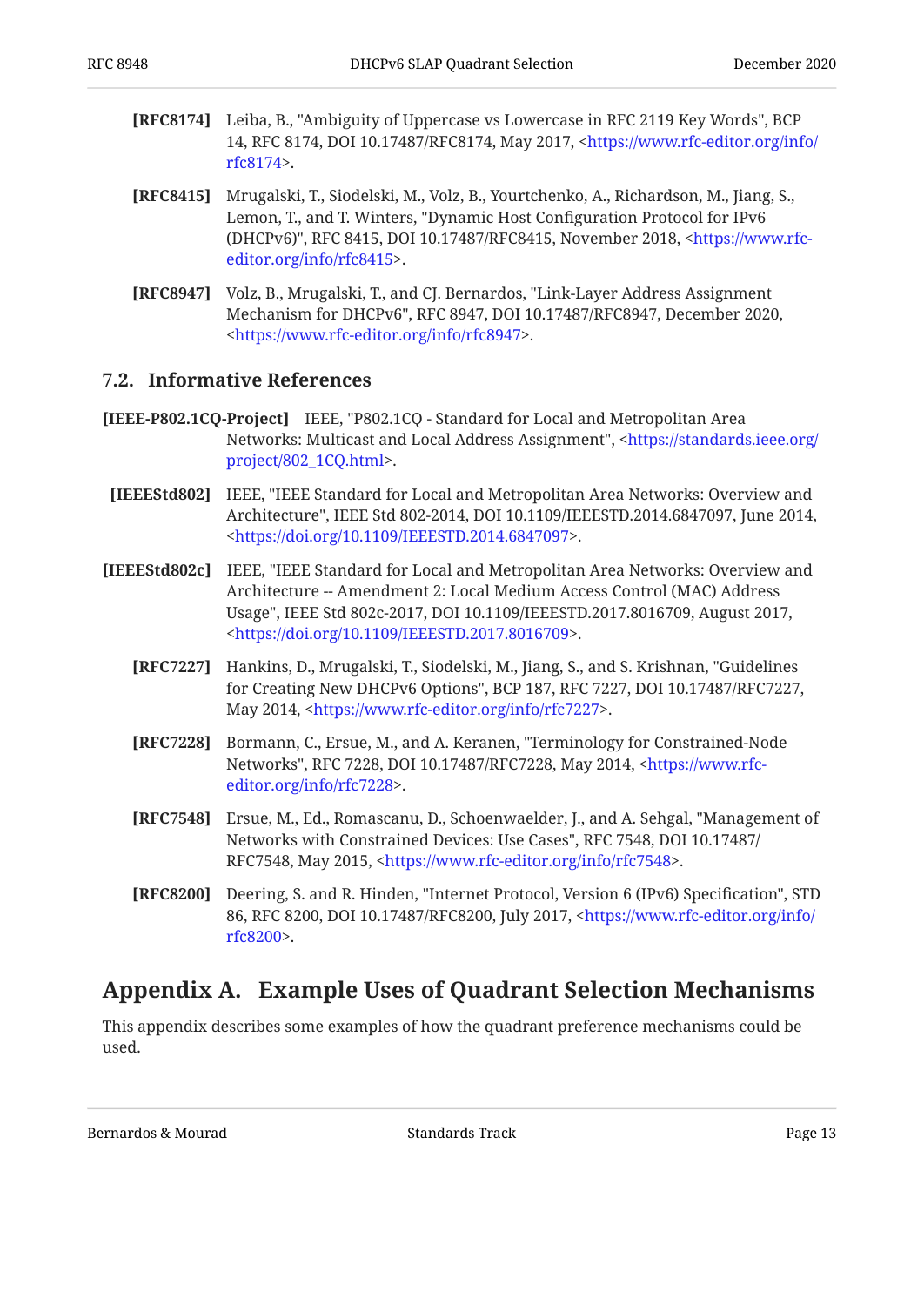**[RFC8174]** Leiba, B., "Ambiguity of Uppercase vs Lowercase in RFC 2119 Key Words", BCP 14, RFC 8174, DOI 10.17487/RFC8174, May 2017, <https://www.rfc-editor.org/info/rfc8174>.

**[RFC8415]** Mrugalski, T., Siodelski, M., Volz, B., Yourtchenko, A., Richardson, M., Jiang, S., Lemon, T., and T. Winters, "Dynamic Host Configuration Protocol for IPv6 (DHCPv6)", RFC 8415, DOI 10.17487/RFC8415, November 2018, <https://www.rfc-editor.org/info/rfc8415>.

**[RFC8947]** Volz, B., Mrugalski, T., and CJ. Bernardos, "Link-Layer Address Assignment Mechanism for DHCPv6", RFC 8947, DOI 10.17487/RFC8947, December 2020, <https://www.rfc-editor.org/info/rfc8947>.

## 7.2. Informative References

**[IEEE-P802.1CQ-Project]** IEEE, "P802.1CQ - Standard for Local and Metropolitan Area Networks: Multicast and Local Address Assignment", <https://standards.ieee.org/project/802_1CQ.html>.

**[IEEEStd802]** IEEE, "IEEE Standard for Local and Metropolitan Area Networks: Overview and Architecture", IEEE Std 802-2014, DOI 10.1109/IEEESTD.2014.6847097, June 2014, <https://doi.org/10.1109/IEEESTD.2014.6847097>.

**[IEEEStd802c]** IEEE, "IEEE Standard for Local and Metropolitan Area Networks: Overview and Architecture -- Amendment 2: Local Medium Access Control (MAC) Address Usage", IEEE Std 802c-2017, DOI 10.1109/IEEESTD.2017.8016709, August 2017, <https://doi.org/10.1109/IEEESTD.2017.8016709>.

**[RFC7227]** Hankins, D., Mrugalski, T., Siodelski, M., Jiang, S., and S. Krishnan, "Guidelines for Creating New DHCPv6 Options", BCP 187, RFC 7227, DOI 10.17487/RFC7227, May 2014, <https://www.rfc-editor.org/info/rfc7227>.

**[RFC7228]** Bormann, C., Ersue, M., and A. Keranen, "Terminology for Constrained-Node Networks", RFC 7228, DOI 10.17487/RFC7228, May 2014, <https://www.rfc-editor.org/info/rfc7228>.

**[RFC7548]** Ersue, M., Ed., Romascanu, D., Schoenwaelder, J., and A. Sehgal, "Management of Networks with Constrained Devices: Use Cases", RFC 7548, DOI 10.17487/RFC7548, May 2015, <https://www.rfc-editor.org/info/rfc7548>.

**[RFC8200]** Deering, S. and R. Hinden, "Internet Protocol, Version 6 (IPv6) Specification", STD 86, RFC 8200, DOI 10.17487/RFC8200, July 2017, <https://www.rfc-editor.org/info/rfc8200>.

# Appendix A. Example Uses of Quadrant Selection Mechanisms

This appendix describes some examples of how the quadrant preference mechanisms could be used.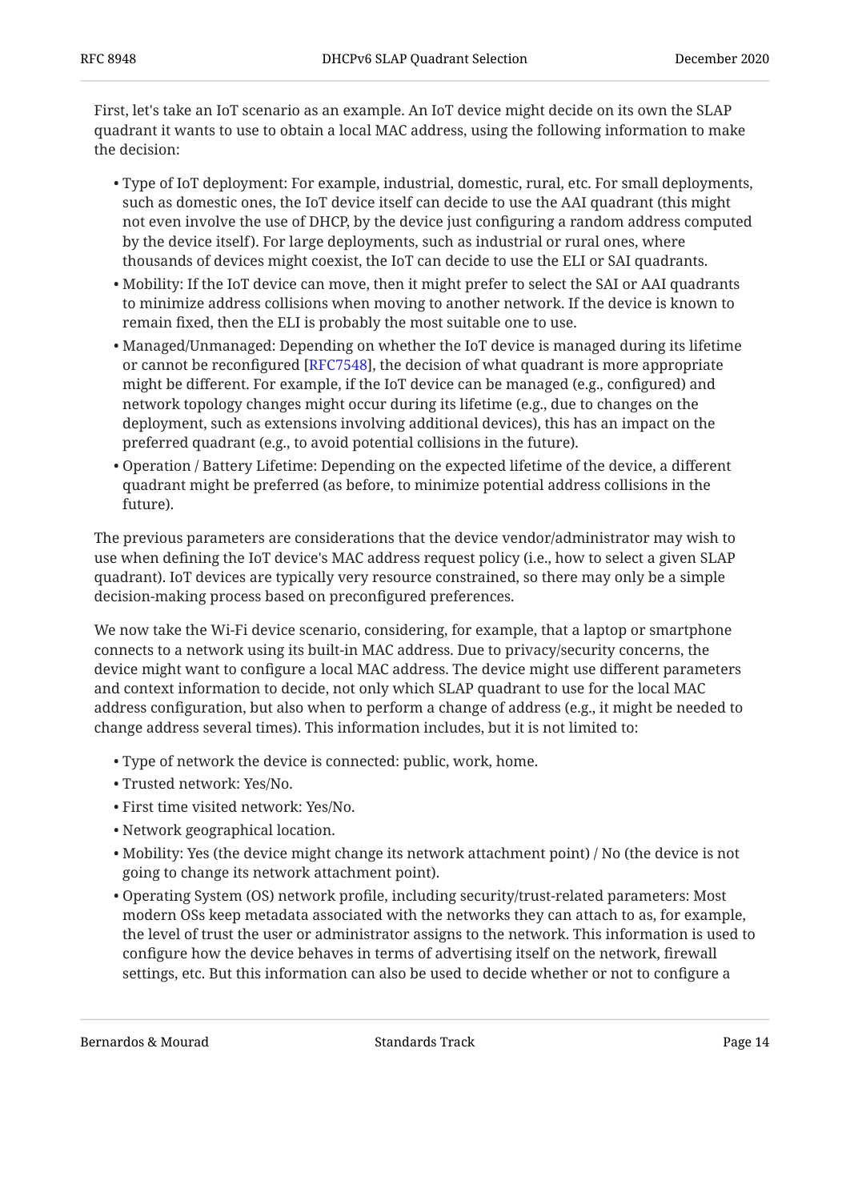First, let's take an IoT scenario as an example. An IoT device might decide on its own the SLAP quadrant it wants to use to obtain a local MAC address, using the following information to make the decision:

- Type of IoT deployment: For example, industrial, domestic, rural, etc. For small deployments, such as domestic ones, the IoT device itself can decide to use the AAI quadrant (this might not even involve the use of DHCP, by the device just configuring a random address computed by the device itself). For large deployments, such as industrial or rural ones, where thousands of devices might coexist, the IoT can decide to use the ELI or SAI quadrants.
- Mobility: If the IoT device can move, then it might prefer to select the SAI or AAI quadrants to minimize address collisions when moving to another network. If the device is known to remain fixed, then the ELI is probably the most suitable one to use.
- Managed/Unmanaged: Depending on whether the IoT device is managed during its lifetime or cannot be reconfigured [RFC7548], the decision of what quadrant is more appropriate might be different. For example, if the IoT device can be managed (e.g., configured) and network topology changes might occur during its lifetime (e.g., due to changes on the deployment, such as extensions involving additional devices), this has an impact on the preferred quadrant (e.g., to avoid potential collisions in the future).
- Operation / Battery Lifetime: Depending on the expected lifetime of the device, a different quadrant might be preferred (as before, to minimize potential address collisions in the future).

The previous parameters are considerations that the device vendor/administrator may wish to use when defining the IoT device's MAC address request policy (i.e., how to select a given SLAP quadrant). IoT devices are typically very resource constrained, so there may only be a simple decision-making process based on preconfigured preferences.

We now take the Wi-Fi device scenario, considering, for example, that a laptop or smartphone connects to a network using its built-in MAC address. Due to privacy/security concerns, the device might want to configure a local MAC address. The device might use different parameters and context information to decide, not only which SLAP quadrant to use for the local MAC address configuration, but also when to perform a change of address (e.g., it might be needed to change address several times). This information includes, but it is not limited to:

- Type of network the device is connected: public, work, home.
- Trusted network: Yes/No.
- First time visited network: Yes/No.
- Network geographical location.
- Mobility: Yes (the device might change its network attachment point) / No (the device is not going to change its network attachment point).
- Operating System (OS) network profile, including security/trust-related parameters: Most modern OSs keep metadata associated with the networks they can attach to as, for example, the level of trust the user or administrator assigns to the network. This information is used to configure how the device behaves in terms of advertising itself on the network, firewall settings, etc. But this information can also be used to decide whether or not to configure a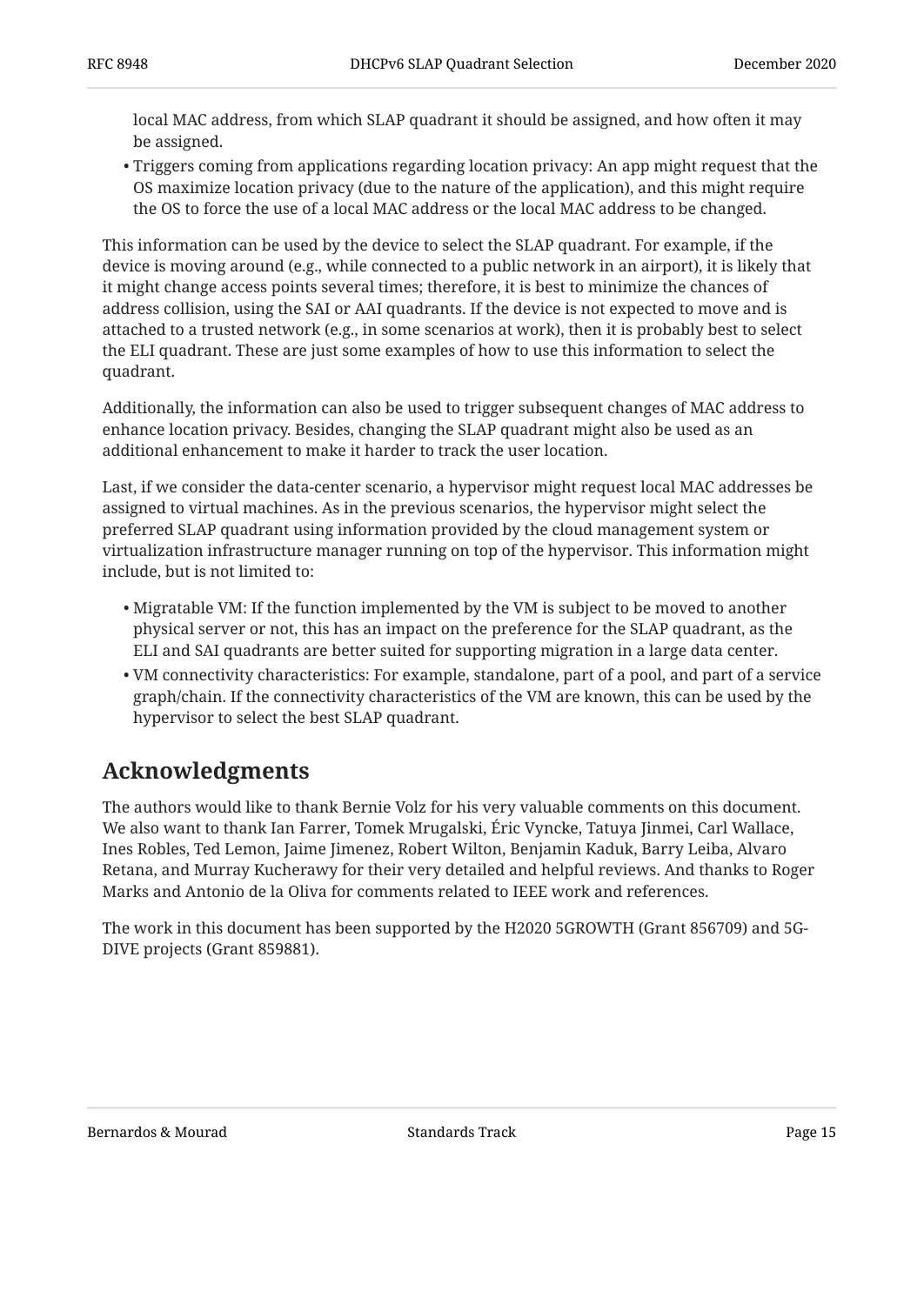local MAC address, from which SLAP quadrant it should be assigned, and how often it may be assigned.

- Triggers coming from applications regarding location privacy: An app might request that the OS maximize location privacy (due to the nature of the application), and this might require the OS to force the use of a local MAC address or the local MAC address to be changed.

This information can be used by the device to select the SLAP quadrant. For example, if the device is moving around (e.g., while connected to a public network in an airport), it is likely that it might change access points several times; therefore, it is best to minimize the chances of address collision, using the SAI or AAI quadrants. If the device is not expected to move and is attached to a trusted network (e.g., in some scenarios at work), then it is probably best to select the ELI quadrant. These are just some examples of how to use this information to select the quadrant.

Additionally, the information can also be used to trigger subsequent changes of MAC address to enhance location privacy. Besides, changing the SLAP quadrant might also be used as an additional enhancement to make it harder to track the user location.

Last, if we consider the data-center scenario, a hypervisor might request local MAC addresses be assigned to virtual machines. As in the previous scenarios, the hypervisor might select the preferred SLAP quadrant using information provided by the cloud management system or virtualization infrastructure manager running on top of the hypervisor. This information might include, but is not limited to:

- Migratable VM: If the function implemented by the VM is subject to be moved to another physical server or not, this has an impact on the preference for the SLAP quadrant, as the ELI and SAI quadrants are better suited for supporting migration in a large data center.
- VM connectivity characteristics: For example, standalone, part of a pool, and part of a service graph/chain. If the connectivity characteristics of the VM are known, this can be used by the hypervisor to select the best SLAP quadrant.

## Acknowledgments

The authors would like to thank Bernie Volz for his very valuable comments on this document. We also want to thank Ian Farrer, Tomek Mrugalski, Éric Vyncke, Tatuya Jinmei, Carl Wallace, Ines Robles, Ted Lemon, Jaime Jimenez, Robert Wilton, Benjamin Kaduk, Barry Leiba, Alvaro Retana, and Murray Kucherawy for their very detailed and helpful reviews. And thanks to Roger Marks and Antonio de la Oliva for comments related to IEEE work and references.

The work in this document has been supported by the H2020 5GROWTH (Grant 856709) and 5G-DIVE projects (Grant 859881).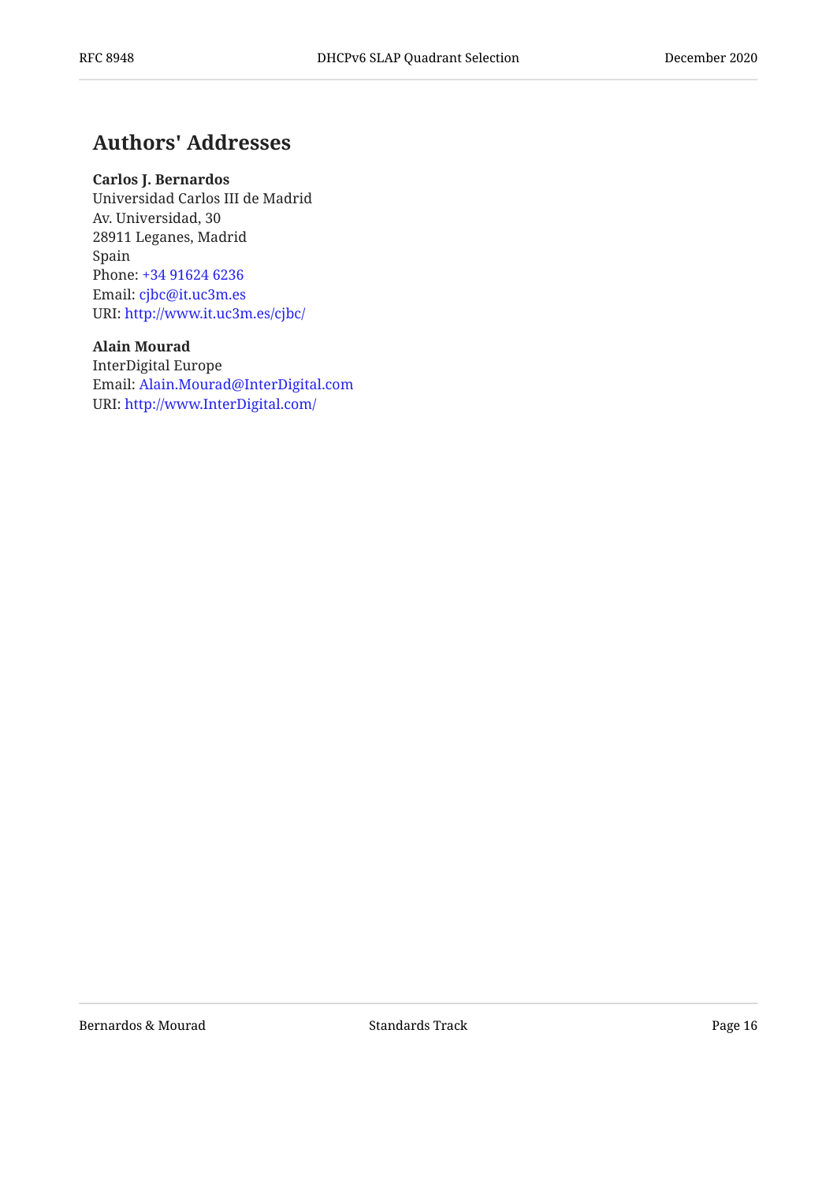## Authors' Addresses

**Carlos J. Bernardos**
Universidad Carlos III de Madrid
Av. Universidad, 30
28911 Leganes, Madrid
Spain
Phone: +34 91624 6236
Email: cjbc@it.uc3m.es
URI: http://www.it.uc3m.es/cjbc/

**Alain Mourad**
InterDigital Europe
Email: Alain.Mourad@InterDigital.com
URI: http://www.InterDigital.com/